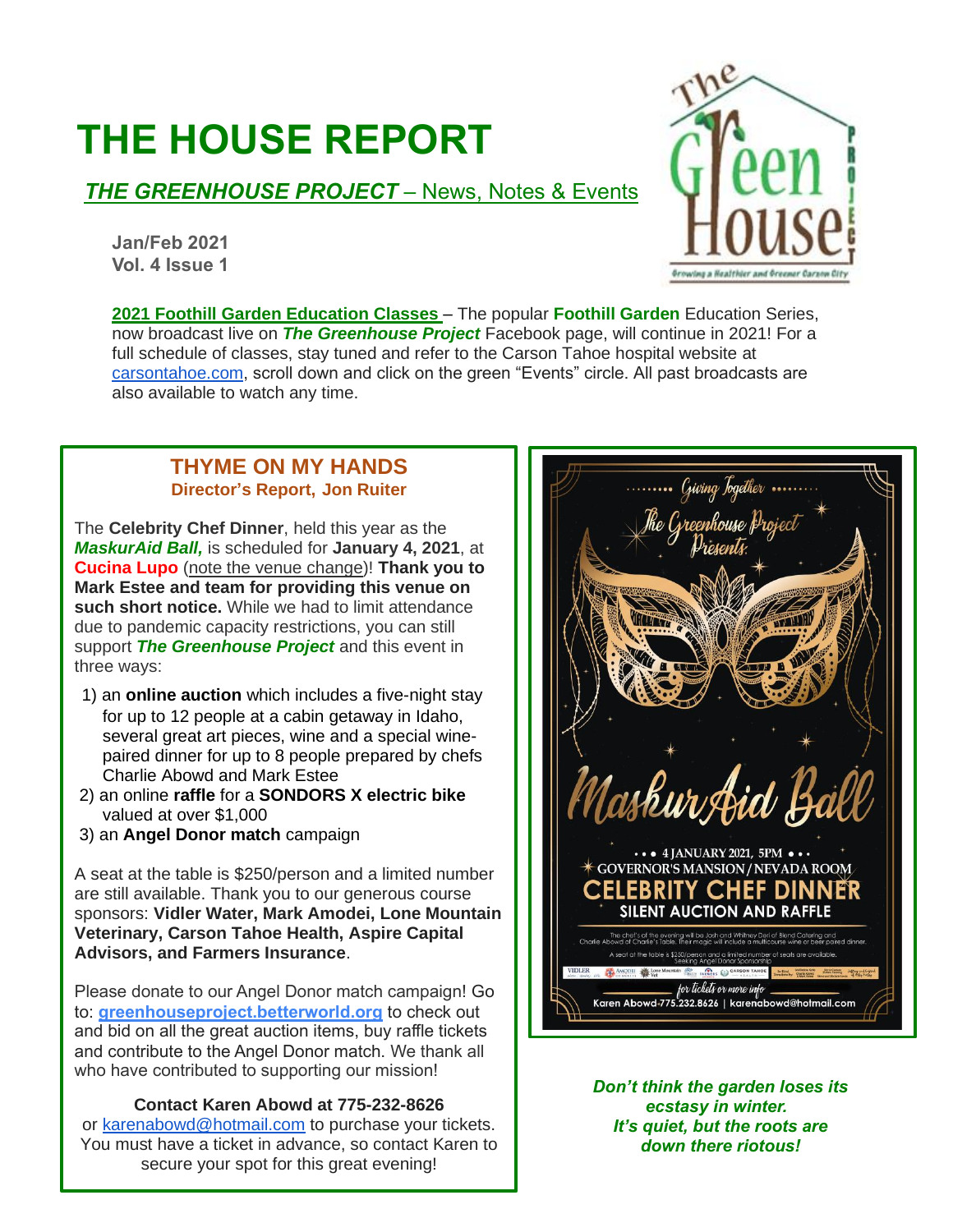# THE HOUSE REPORT

***THE GREENHOUSE PROJECT*** – News, Notes & Events

**Jan/Feb 2021**
**Vol. 4 Issue 1**

**2021 Foothill Garden Education Classes** – The popular **Foothill Garden** Education Series, now broadcast live on ***The Greenhouse Project*** Facebook page, will continue in 2021! For a full schedule of classes, stay tuned and refer to the Carson Tahoe hospital website at carsontahoe.com, scroll down and click on the green "Events" circle. All past broadcasts are also available to watch any time.

## THYME ON MY HANDS

### Director's Report, Jon Ruiter

The **Celebrity Chef Dinner**, held this year as the ***MaskurAid Ball,*** is scheduled for **January 4, 2021**, at **Cucina Lupo** (note the venue change)! **Thank you to Mark Estee and team for providing this venue on such short notice.** While we had to limit attendance due to pandemic capacity restrictions, you can still support ***The Greenhouse Project*** and this event in three ways:

1) an **online auction** which includes a five-night stay for up to 12 people at a cabin getaway in Idaho, several great art pieces, wine and a special wine-paired dinner for up to 8 people prepared by chefs Charlie Abowd and Mark Estee
2) an online **raffle** for a **SONDORS X electric bike** valued at over $1,000
3) an **Angel Donor match** campaign

A seat at the table is $250/person and a limited number are still available. Thank you to our generous course sponsors: **Vidler Water, Mark Amodei, Lone Mountain Veterinary, Carson Tahoe Health, Aspire Capital Advisors, and Farmers Insurance**.

Please donate to our Angel Donor match campaign! Go to: **greenhouseproject.betterworld.org** to check out and bid on all the great auction items, buy raffle tickets and contribute to the Angel Donor match. We thank all who have contributed to supporting our mission!

**Contact Karen Abowd at 775-232-8626**
or karenabowd@hotmail.com to purchase your tickets. You must have a ticket in advance, so contact Karen to secure your spot for this great evening!

Giving Together

The Greenhouse Project Presents

MaskurAid Ball

4 JANUARY 2021, 5PM
GOVERNOR'S MANSION / NEVADA ROOM
CELEBRITY CHEF DINNER
SILENT AUCTION AND RAFFLE

The chef's of the evening will be Josh and Whitney Dorl of Blend Catering and Charlie Abowd of Charlie's Table. Their magic will include a multicourse wine or beer paired dinner.

A seat at the table is $250/person and a limited number of seats are available. Seeking Angel Donor Sponsorship

for tickets or more info
Karen Abowd-775.232.8626 | karenabowd@hotmail.com

***Don't think the garden loses its ecstasy in winter. It's quiet, but the roots are down there riotous!***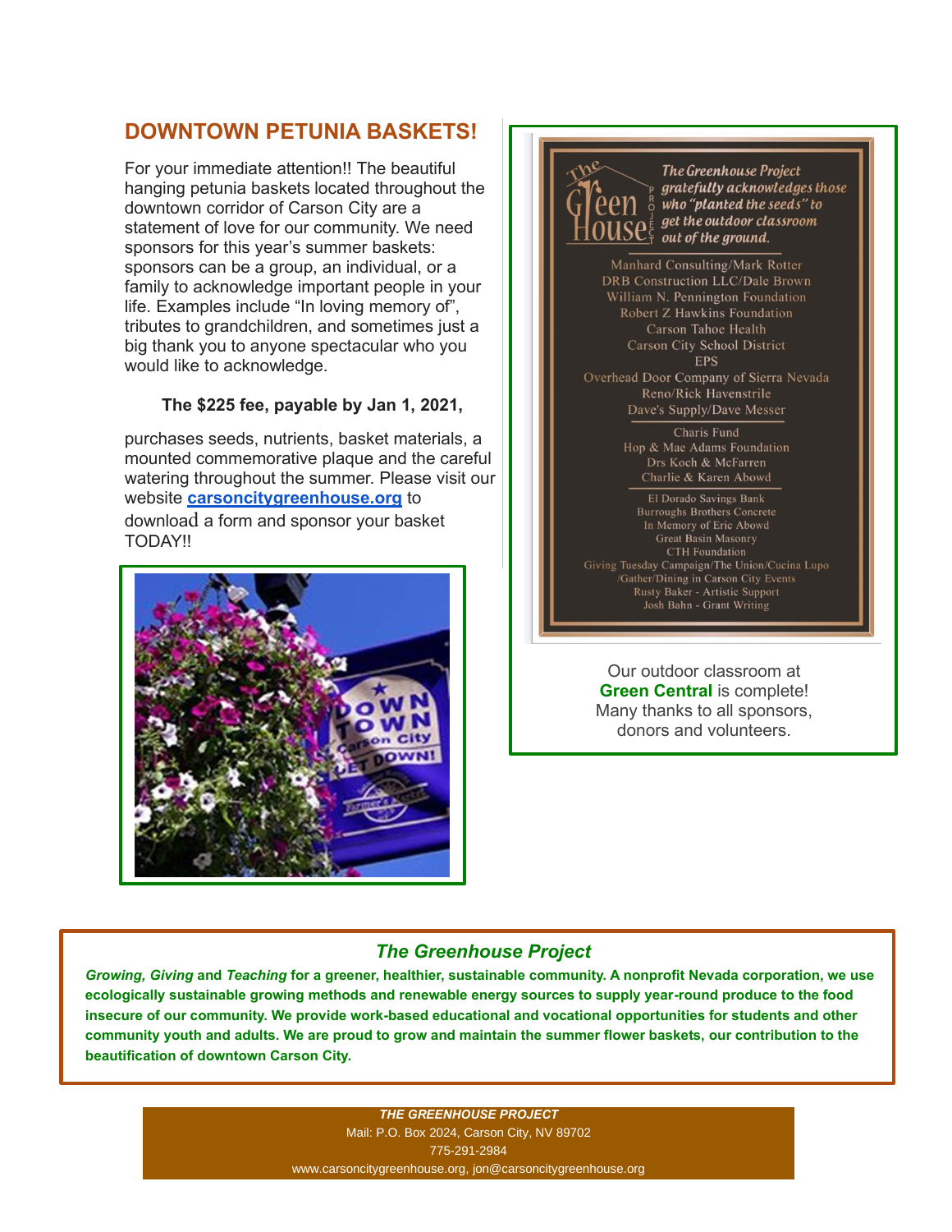## DOWNTOWN PETUNIA BASKETS!

For your immediate attention!! The beautiful hanging petunia baskets located throughout the downtown corridor of Carson City are a statement of love for our community. We need sponsors for this year's summer baskets: sponsors can be a group, an individual, or a family to acknowledge important people in your life. Examples include "In loving memory of", tributes to grandchildren, and sometimes just a big thank you to anyone spectacular who you would like to acknowledge.

**The $225 fee, payable by Jan 1, 2021,**

purchases seeds, nutrients, basket materials, a mounted commemorative plaque and the careful watering throughout the summer. Please visit our website **carsoncitygreenhouse.org** to download a form and sponsor your basket TODAY!!

*The Greenhouse Project gratefully acknowledges those who "planted the seeds" to get the outdoor classroom out of the ground.*

Manhard Consulting/Mark Rotter
DRB Construction LLC/Dale Brown
William N. Pennington Foundation
Robert Z Hawkins Foundation
Carson Tahoe Health
Carson City School District
EPS
Overhead Door Company of Sierra Nevada
Reno/Rick Havenstrile
Dave's Supply/Dave Messer

Charis Fund
Hop & Mae Adams Foundation
Drs Koch & McFarren
Charlie & Karen Abowd

El Dorado Savings Bank
Burroughs Brothers Concrete
In Memory of Eric Abowd
Great Basin Masonry
CTH Foundation
Giving Tuesday Campaign/The Union/Cucina Lupo
/Gather/Dining in Carson City Events
Rusty Baker - Artistic Support
Josh Bahn - Grant Writing

Our outdoor classroom at **Green Central** is complete! Many thanks to all sponsors, donors and volunteers.

### *The Greenhouse Project*

***Growing, Giving* and *Teaching* for a greener, healthier, sustainable community. A nonprofit Nevada corporation, we use ecologically sustainable growing methods and renewable energy sources to supply year-round produce to the food insecure of our community. We provide work-based educational and vocational opportunities for students and other community youth and adults. We are proud to grow and maintain the summer flower baskets, our contribution to the beautification of downtown Carson City.**

***THE GREENHOUSE PROJECT***
Mail: P.O. Box 2024, Carson City, NV 89702
775-291-2984
www.carsoncitygreenhouse.org, jon@carsoncitygreenhouse.org